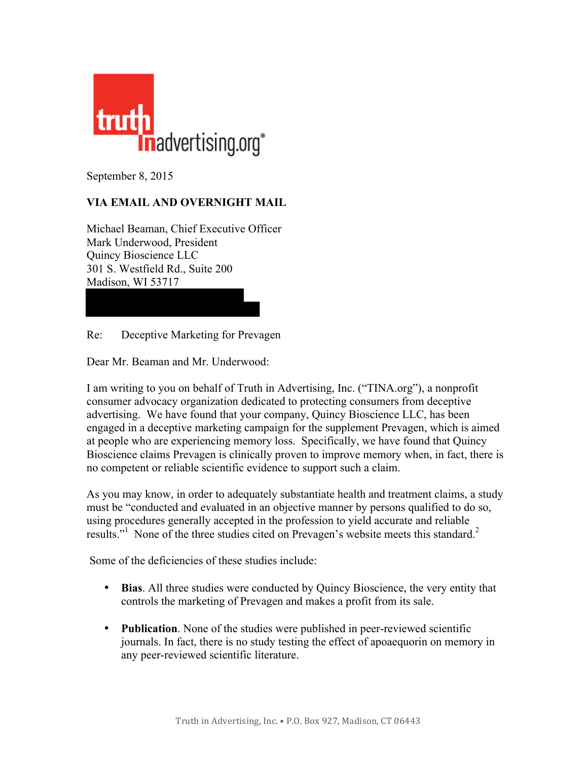truth in advertising.org®

September 8, 2015

**VIA EMAIL AND OVERNIGHT MAIL**

Michael Beaman, Chief Executive Officer
Mark Underwood, President
Quincy Bioscience LLC
301 S. Westfield Rd., Suite 200
Madison, WI 53717

Re: Deceptive Marketing for Prevagen

Dear Mr. Beaman and Mr. Underwood:

I am writing to you on behalf of Truth in Advertising, Inc. ("TINA.org"), a nonprofit consumer advocacy organization dedicated to protecting consumers from deceptive advertising. We have found that your company, Quincy Bioscience LLC, has been engaged in a deceptive marketing campaign for the supplement Prevagen, which is aimed at people who are experiencing memory loss. Specifically, we have found that Quincy Bioscience claims Prevagen is clinically proven to improve memory when, in fact, there is no competent or reliable scientific evidence to support such a claim.

As you may know, in order to adequately substantiate health and treatment claims, a study must be "conducted and evaluated in an objective manner by persons qualified to do so, using procedures generally accepted in the profession to yield accurate and reliable results."[1] None of the three studies cited on Prevagen's website meets this standard.[2]

Some of the deficiencies of these studies include:

- **Bias**. All three studies were conducted by Quincy Bioscience, the very entity that controls the marketing of Prevagen and makes a profit from its sale.
- **Publication**. None of the studies were published in peer-reviewed scientific journals. In fact, there is no study testing the effect of apoaequorin on memory in any peer-reviewed scientific literature.

Truth in Advertising, Inc. • P.O. Box 927, Madison, CT 06443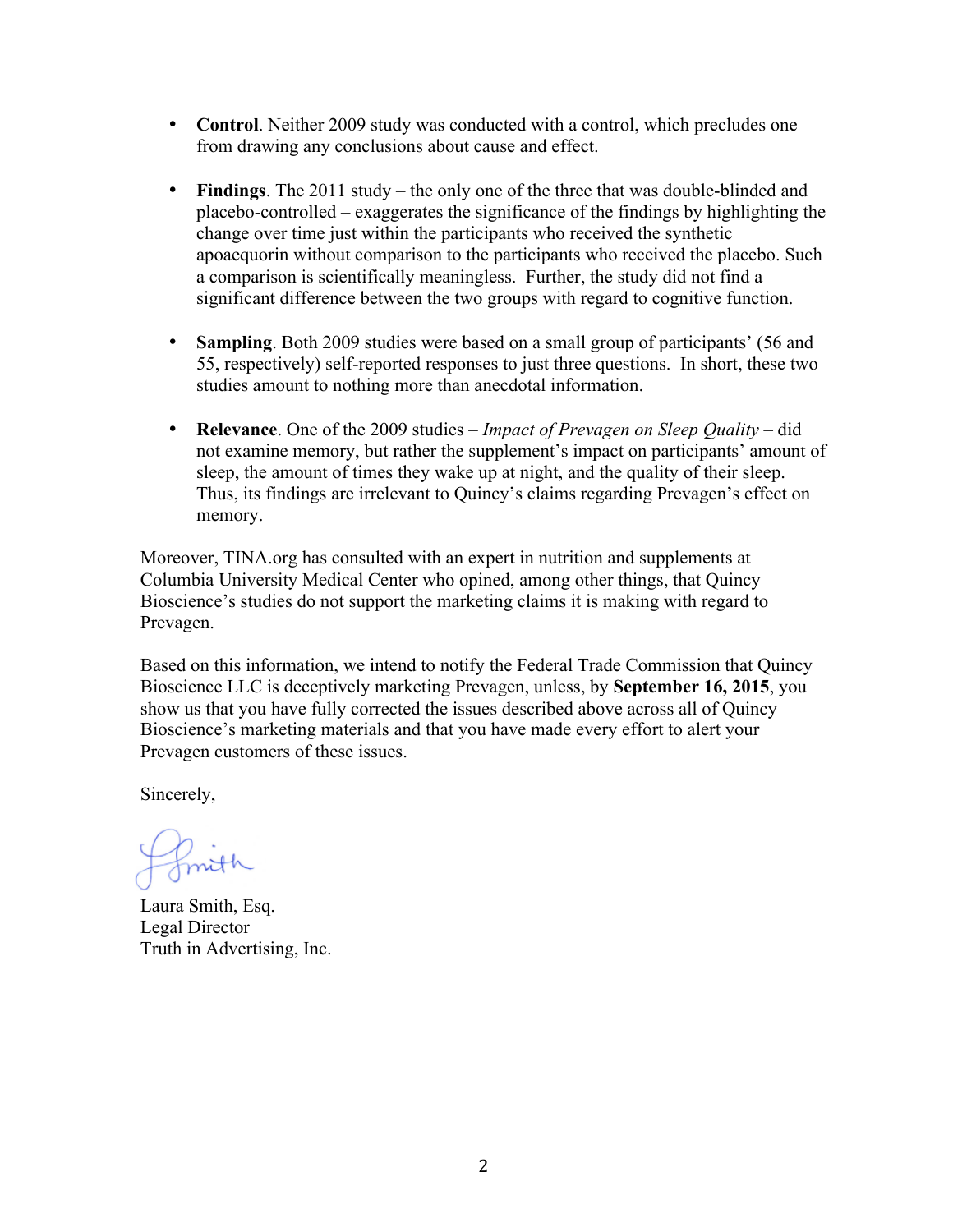- **Control**. Neither 2009 study was conducted with a control, which precludes one from drawing any conclusions about cause and effect.

- **Findings**. The 2011 study – the only one of the three that was double-blinded and placebo-controlled – exaggerates the significance of the findings by highlighting the change over time just within the participants who received the synthetic apoaequorin without comparison to the participants who received the placebo. Such a comparison is scientifically meaningless. Further, the study did not find a significant difference between the two groups with regard to cognitive function.

- **Sampling**. Both 2009 studies were based on a small group of participants' (56 and 55, respectively) self-reported responses to just three questions. In short, these two studies amount to nothing more than anecdotal information.

- **Relevance**. One of the 2009 studies – *Impact of Prevagen on Sleep Quality* – did not examine memory, but rather the supplement's impact on participants' amount of sleep, the amount of times they wake up at night, and the quality of their sleep. Thus, its findings are irrelevant to Quincy's claims regarding Prevagen's effect on memory.

Moreover, TINA.org has consulted with an expert in nutrition and supplements at Columbia University Medical Center who opined, among other things, that Quincy Bioscience's studies do not support the marketing claims it is making with regard to Prevagen.

Based on this information, we intend to notify the Federal Trade Commission that Quincy Bioscience LLC is deceptively marketing Prevagen, unless, by **September 16, 2015**, you show us that you have fully corrected the issues described above across all of Quincy Bioscience's marketing materials and that you have made every effort to alert your Prevagen customers of these issues.

Sincerely,

Laura Smith, Esq.
Legal Director
Truth in Advertising, Inc.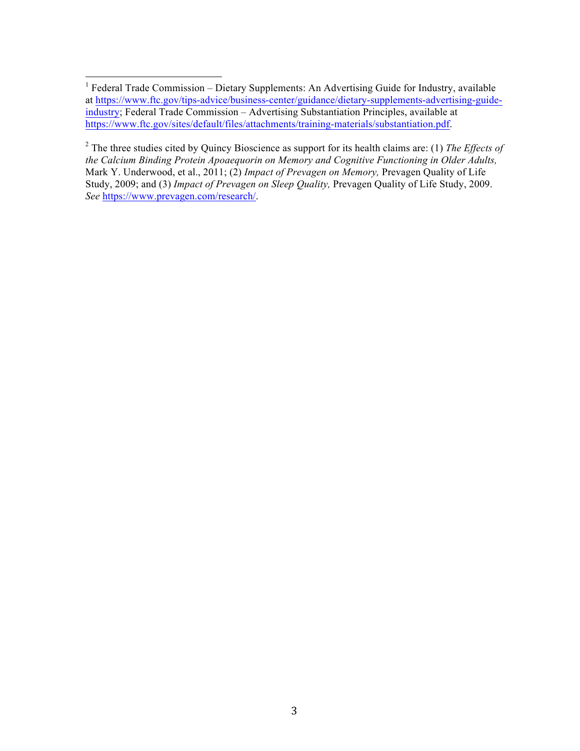[1] Federal Trade Commission – Dietary Supplements: An Advertising Guide for Industry, available at https://www.ftc.gov/tips-advice/business-center/guidance/dietary-supplements-advertising-guide-industry; Federal Trade Commission – Advertising Substantiation Principles, available at https://www.ftc.gov/sites/default/files/attachments/training-materials/substantiation.pdf.

[2] The three studies cited by Quincy Bioscience as support for its health claims are: (1) *The Effects of the Calcium Binding Protein Apoaequorin on Memory and Cognitive Functioning in Older Adults,* Mark Y. Underwood, et al., 2011; (2) *Impact of Prevagen on Memory,* Prevagen Quality of Life Study, 2009; and (3) *Impact of Prevagen on Sleep Quality,* Prevagen Quality of Life Study, 2009. *See* https://www.prevagen.com/research/.